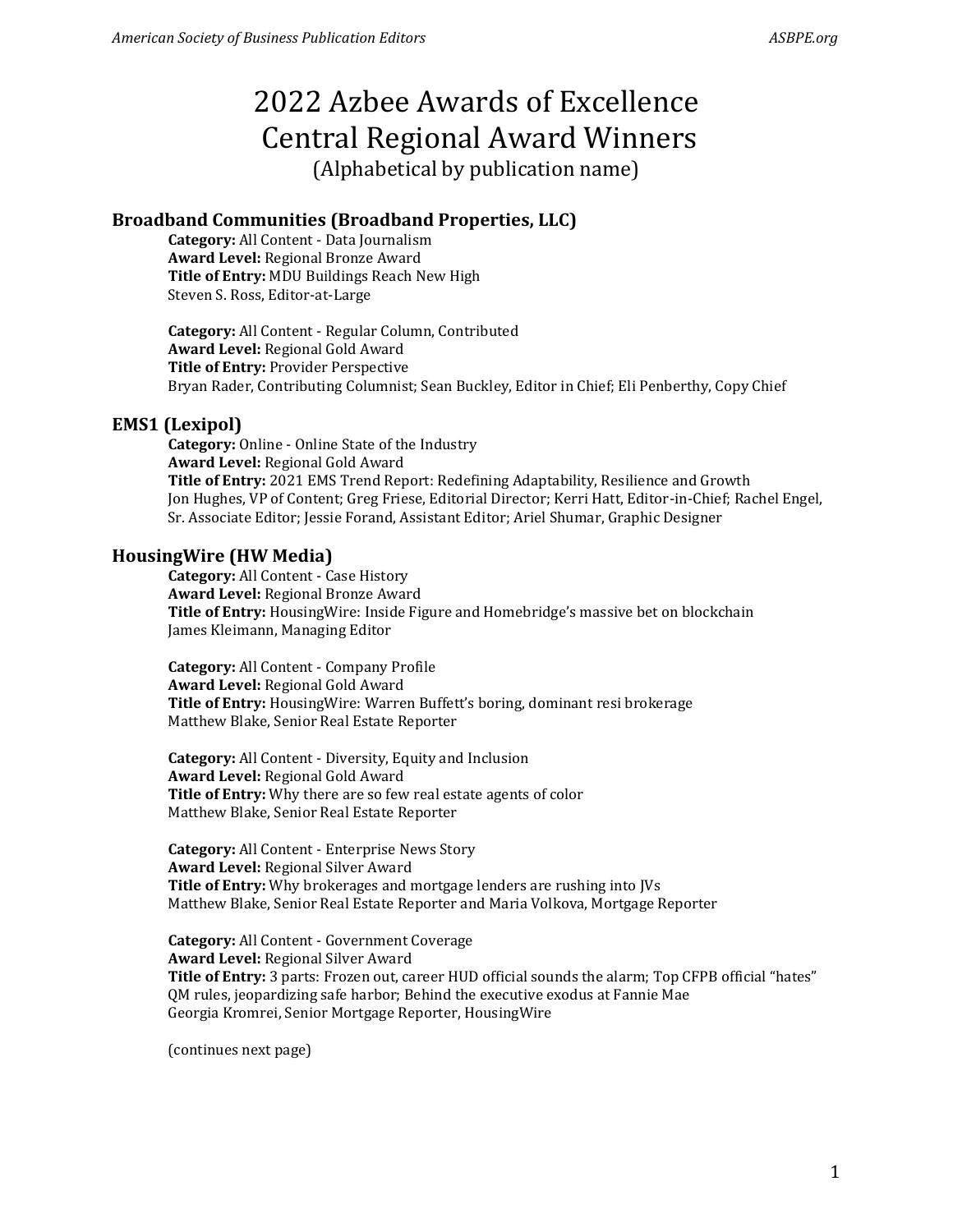# 2022 Azbee Awards of Excellence Central Regional Award Winners

(Alphabetical by publication name)

## Broadband Communities (Broadband Properties, LLC)

**Category:** All Content - Data Journalism
**Award Level:** Regional Bronze Award
**Title of Entry:** MDU Buildings Reach New High
Steven S. Ross, Editor-at-Large

**Category:** All Content - Regular Column, Contributed
**Award Level:** Regional Gold Award
**Title of Entry:** Provider Perspective
Bryan Rader, Contributing Columnist; Sean Buckley, Editor in Chief; Eli Penberthy, Copy Chief

## EMS1 (Lexipol)

**Category:** Online - Online State of the Industry
**Award Level:** Regional Gold Award
**Title of Entry:** 2021 EMS Trend Report: Redefining Adaptability, Resilience and Growth
Jon Hughes, VP of Content; Greg Friese, Editorial Director; Kerri Hatt, Editor-in-Chief; Rachel Engel, Sr. Associate Editor; Jessie Forand, Assistant Editor; Ariel Shumar, Graphic Designer

## HousingWire (HW Media)

**Category:** All Content - Case History
**Award Level:** Regional Bronze Award
**Title of Entry:** HousingWire: Inside Figure and Homebridge's massive bet on blockchain
James Kleimann, Managing Editor

**Category:** All Content - Company Profile
**Award Level:** Regional Gold Award
**Title of Entry:** HousingWire: Warren Buffett's boring, dominant resi brokerage
Matthew Blake, Senior Real Estate Reporter

**Category:** All Content - Diversity, Equity and Inclusion
**Award Level:** Regional Gold Award
**Title of Entry:** Why there are so few real estate agents of color
Matthew Blake, Senior Real Estate Reporter

**Category:** All Content - Enterprise News Story
**Award Level:** Regional Silver Award
**Title of Entry:** Why brokerages and mortgage lenders are rushing into JVs
Matthew Blake, Senior Real Estate Reporter and Maria Volkova, Mortgage Reporter

**Category:** All Content - Government Coverage
**Award Level:** Regional Silver Award
**Title of Entry:** 3 parts: Frozen out, career HUD official sounds the alarm; Top CFPB official "hates" QM rules, jeopardizing safe harbor; Behind the executive exodus at Fannie Mae
Georgia Kromrei, Senior Mortgage Reporter, HousingWire

(continues next page)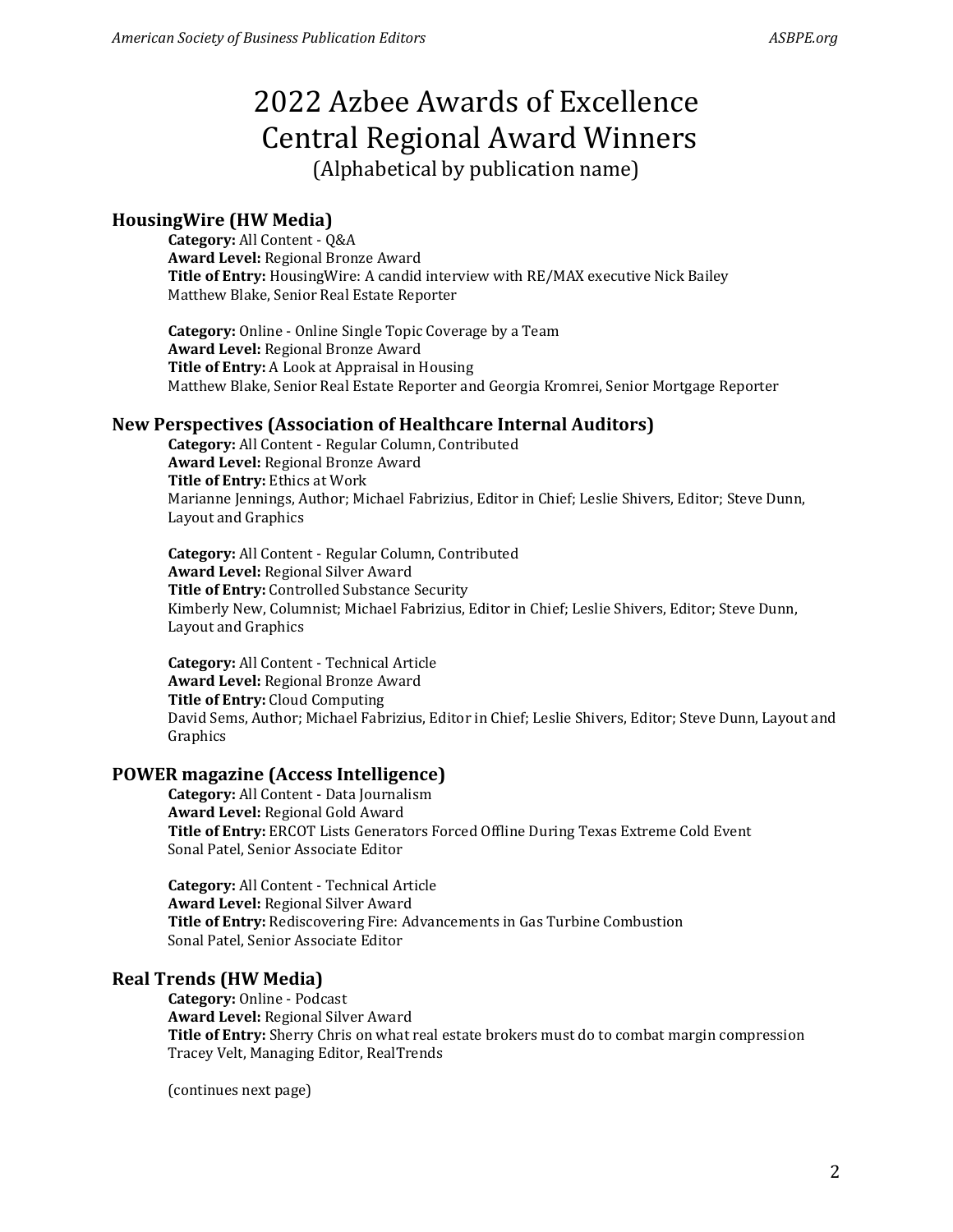# 2022 Azbee Awards of Excellence
# Central Regional Award Winners

(Alphabetical by publication name)

## HousingWire (HW Media)

**Category:** All Content - Q&A
**Award Level:** Regional Bronze Award
**Title of Entry:** HousingWire: A candid interview with RE/MAX executive Nick Bailey
Matthew Blake, Senior Real Estate Reporter

**Category:** Online - Online Single Topic Coverage by a Team
**Award Level:** Regional Bronze Award
**Title of Entry:** A Look at Appraisal in Housing
Matthew Blake, Senior Real Estate Reporter and Georgia Kromrei, Senior Mortgage Reporter

## New Perspectives (Association of Healthcare Internal Auditors)

**Category:** All Content - Regular Column, Contributed
**Award Level:** Regional Bronze Award
**Title of Entry:** Ethics at Work
Marianne Jennings, Author; Michael Fabrizius, Editor in Chief; Leslie Shivers, Editor; Steve Dunn, Layout and Graphics

**Category:** All Content - Regular Column, Contributed
**Award Level:** Regional Silver Award
**Title of Entry:** Controlled Substance Security
Kimberly New, Columnist; Michael Fabrizius, Editor in Chief; Leslie Shivers, Editor; Steve Dunn, Layout and Graphics

**Category:** All Content - Technical Article
**Award Level:** Regional Bronze Award
**Title of Entry:** Cloud Computing
David Sems, Author; Michael Fabrizius, Editor in Chief; Leslie Shivers, Editor; Steve Dunn, Layout and Graphics

## POWER magazine (Access Intelligence)

**Category:** All Content - Data Journalism
**Award Level:** Regional Gold Award
**Title of Entry:** ERCOT Lists Generators Forced Offline During Texas Extreme Cold Event
Sonal Patel, Senior Associate Editor

**Category:** All Content - Technical Article
**Award Level:** Regional Silver Award
**Title of Entry:** Rediscovering Fire: Advancements in Gas Turbine Combustion
Sonal Patel, Senior Associate Editor

## Real Trends (HW Media)

**Category:** Online - Podcast
**Award Level:** Regional Silver Award
**Title of Entry:** Sherry Chris on what real estate brokers must do to combat margin compression
Tracey Velt, Managing Editor, RealTrends

(continues next page)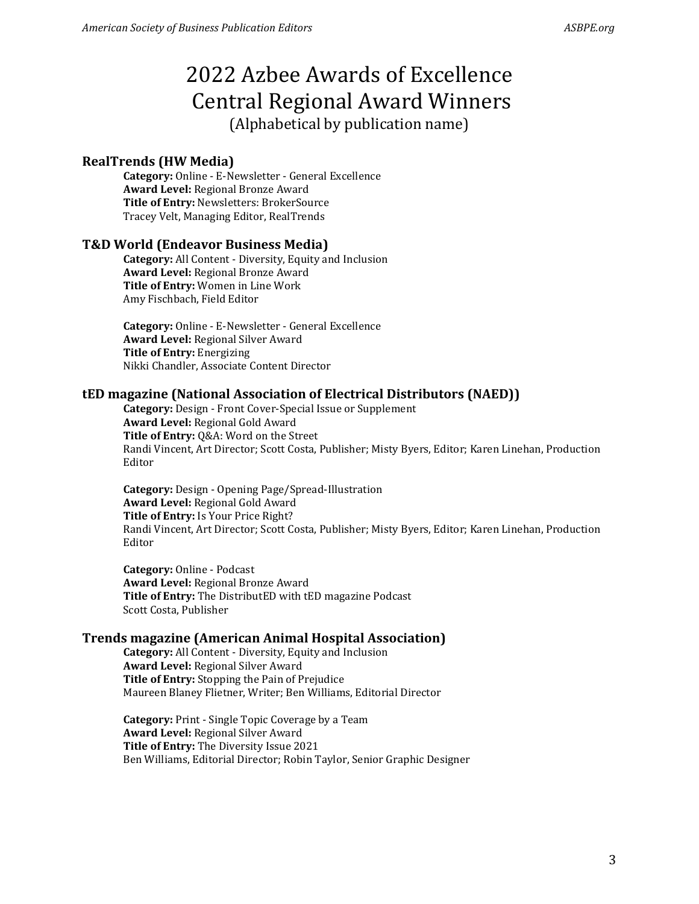# 2022 Azbee Awards of Excellence Central Regional Award Winners

(Alphabetical by publication name)

### RealTrends (HW Media)

**Category:** Online - E-Newsletter - General Excellence
**Award Level:** Regional Bronze Award
**Title of Entry:** Newsletters: BrokerSource
Tracey Velt, Managing Editor, RealTrends

### T&D World (Endeavor Business Media)

**Category:** All Content - Diversity, Equity and Inclusion
**Award Level:** Regional Bronze Award
**Title of Entry:** Women in Line Work
Amy Fischbach, Field Editor

**Category:** Online - E-Newsletter - General Excellence
**Award Level:** Regional Silver Award
**Title of Entry:** Energizing
Nikki Chandler, Associate Content Director

### tED magazine (National Association of Electrical Distributors (NAED))

**Category:** Design - Front Cover-Special Issue or Supplement
**Award Level:** Regional Gold Award
**Title of Entry:** Q&A: Word on the Street
Randi Vincent, Art Director; Scott Costa, Publisher; Misty Byers, Editor; Karen Linehan, Production Editor

**Category:** Design - Opening Page/Spread-Illustration
**Award Level:** Regional Gold Award
**Title of Entry:** Is Your Price Right?
Randi Vincent, Art Director; Scott Costa, Publisher; Misty Byers, Editor; Karen Linehan, Production Editor

**Category:** Online - Podcast
**Award Level:** Regional Bronze Award
**Title of Entry:** The DistributED with tED magazine Podcast
Scott Costa, Publisher

### Trends magazine (American Animal Hospital Association)

**Category:** All Content - Diversity, Equity and Inclusion
**Award Level:** Regional Silver Award
**Title of Entry:** Stopping the Pain of Prejudice
Maureen Blaney Flietner, Writer; Ben Williams, Editorial Director

**Category:** Print - Single Topic Coverage by a Team
**Award Level:** Regional Silver Award
**Title of Entry:** The Diversity Issue 2021
Ben Williams, Editorial Director; Robin Taylor, Senior Graphic Designer